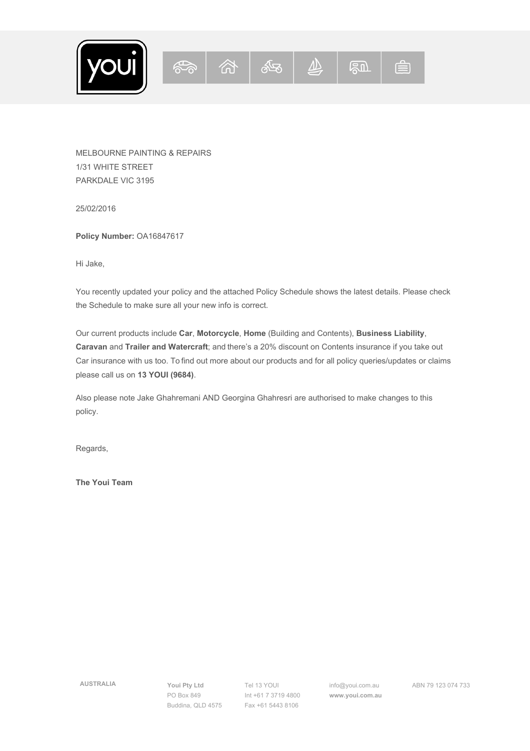MELBOURNE PAINTING & REPAIRS
1/31 WHITE STREET
PARKDALE VIC 3195

25/02/2016

**Policy Number:** OA16847617

Hi Jake,

You recently updated your policy and the attached Policy Schedule shows the latest details. Please check the Schedule to make sure all your new info is correct.

Our current products include **Car**, **Motorcycle**, **Home** (Building and Contents), **Business Liability**, **Caravan** and **Trailer and Watercraft**; and there's a 20% discount on Contents insurance if you take out Car insurance with us too. To find out more about our products and for all policy queries/updates or claims please call us on **13 YOUI (9684)**.

Also please note Jake Ghahremani AND Georgina Ghahresri are authorised to make changes to this policy.

Regards,

**The Youi Team**

AUSTRALIA

**Youi Pty Ltd**
PO Box 849
Buddina, QLD 4575

Tel 13 YOUI
Int +61 7 3719 4800
Fax +61 5443 8106

info@youi.com.au
**www.youi.com.au**

ABN 79 123 074 733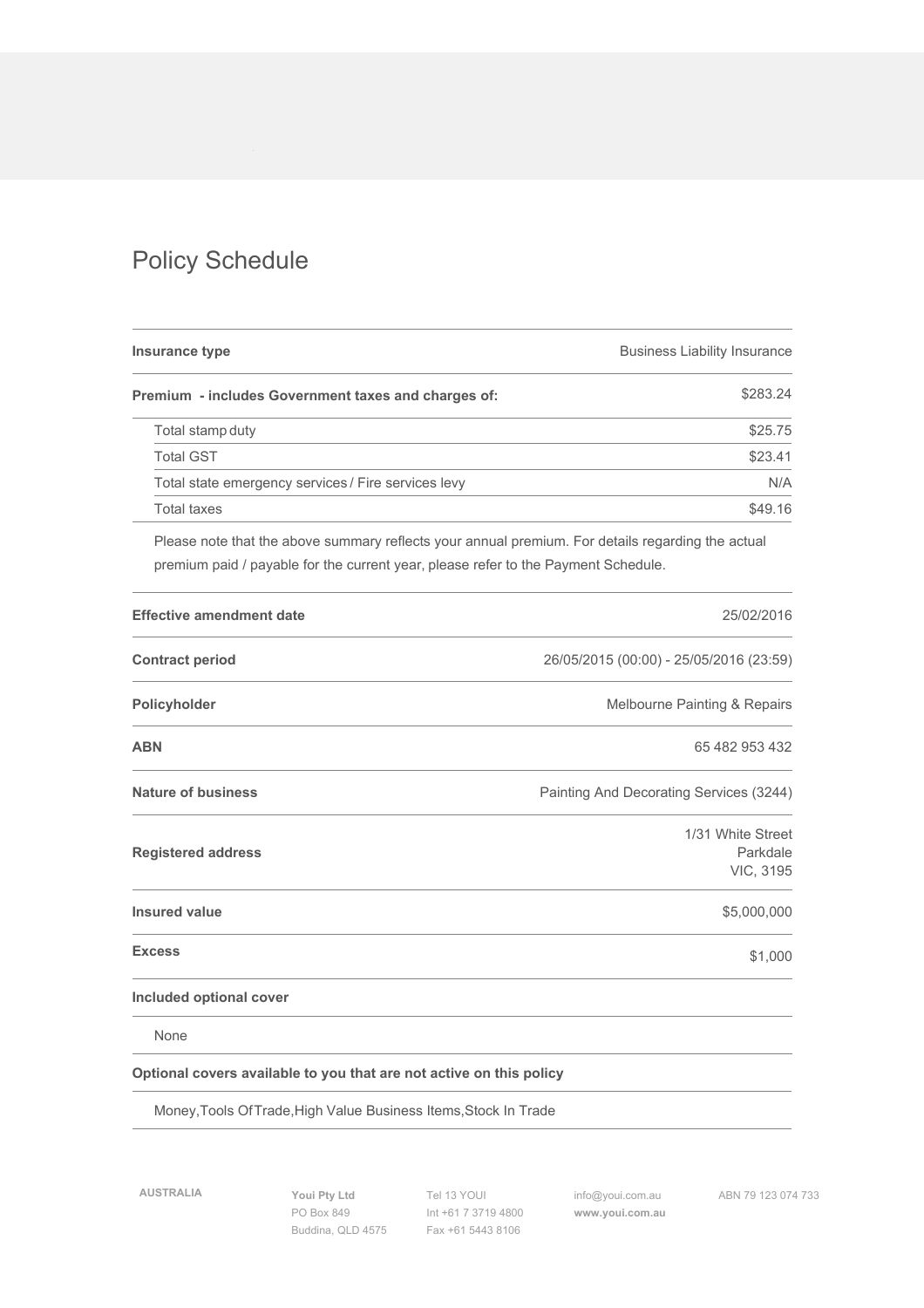# Policy Schedule

| | |
|---|---|
| **Insurance type** | Business Liability Insurance |
| **Premium - includes Government taxes and charges of:** | $283.24 |
| Total stamp duty | $25.75 |
| Total GST | $23.41 |
| Total state emergency services / Fire services levy | N/A |
| Total taxes | $49.16 |

Please note that the above summary reflects your annual premium. For details regarding the actual premium paid / payable for the current year, please refer to the Payment Schedule.

| | |
|---|---|
| **Effective amendment date** | 25/02/2016 |
| **Contract period** | 26/05/2015 (00:00) - 25/05/2016 (23:59) |
| **Policyholder** | Melbourne Painting & Repairs |
| **ABN** | 65 482 953 432 |
| **Nature of business** | Painting And Decorating Services (3244) |
| **Registered address** | 1/31 White Street Parkdale VIC, 3195 |
| **Insured value** | $5,000,000 |
| **Excess** | $1,000 |

**Included optional cover**

None

**Optional covers available to you that are not active on this policy**

Money,Tools Of Trade,High Value Business Items,Stock In Trade

AUSTRALIA

**Youi Pty Ltd**
PO Box 849
Buddina, QLD 4575

Tel 13 YOUI
Int +61 7 3719 4800
Fax +61 5443 8106

info@youi.com.au
**www.youi.com.au**

ABN 79 123 074 733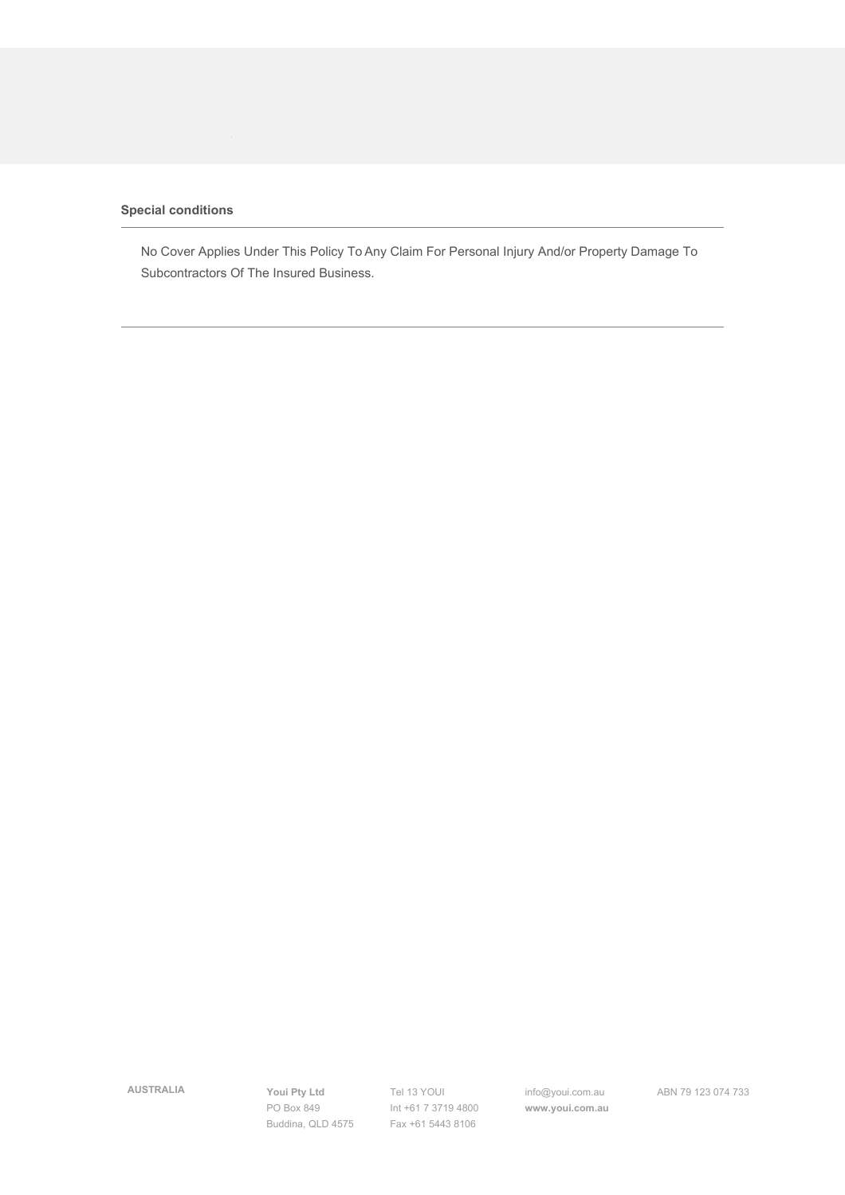**Special conditions**

No Cover Applies Under This Policy To Any Claim For Personal Injury And/or Property Damage To Subcontractors Of The Insured Business.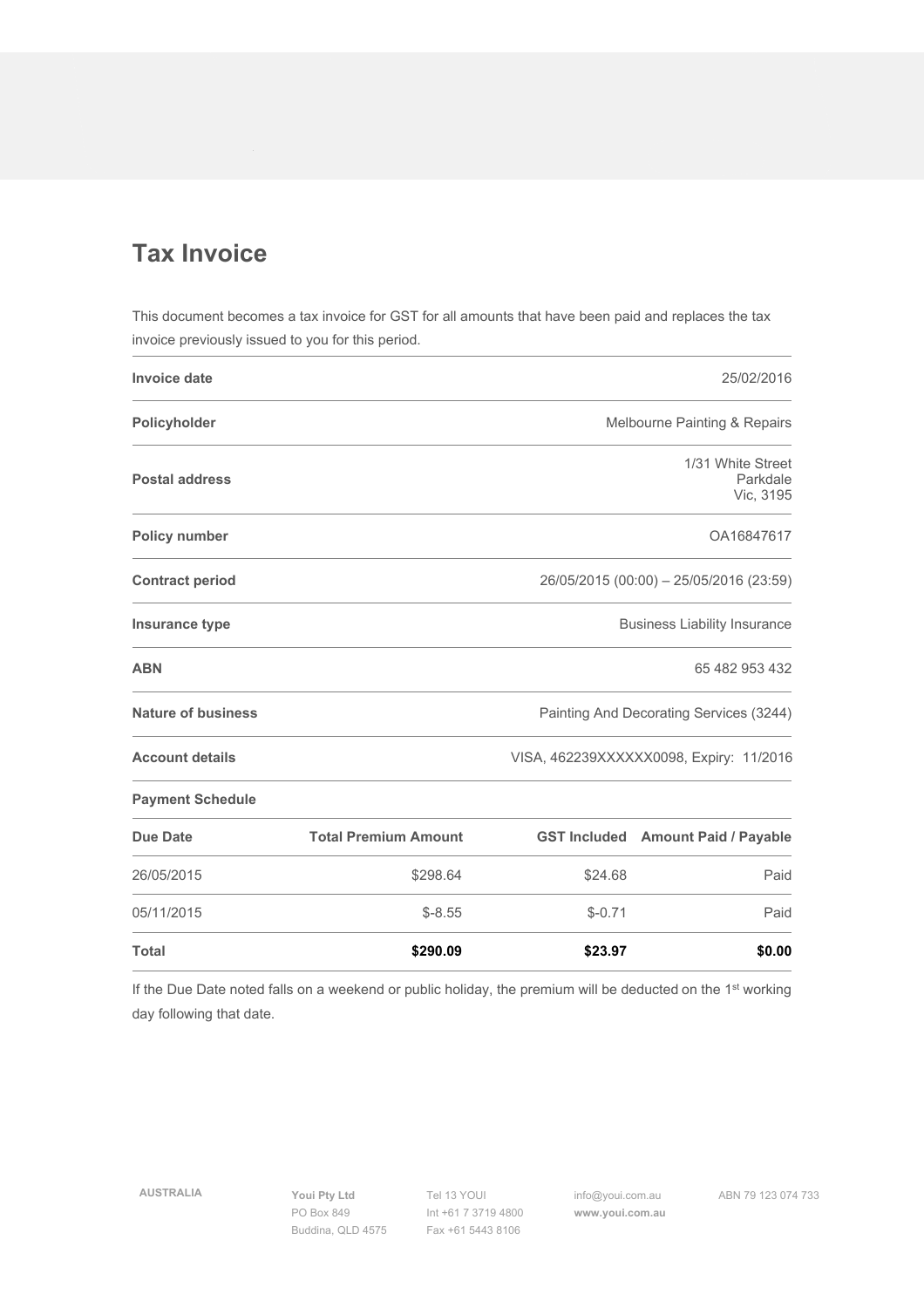# Tax Invoice

This document becomes a tax invoice for GST for all amounts that have been paid and replaces the tax invoice previously issued to you for this period.

| | |
|---|---|
| **Invoice date** | 25/02/2016 |
| **Policyholder** | Melbourne Painting & Repairs |
| **Postal address** | 1/31 White Street<br>Parkdale<br>Vic, 3195 |
| **Policy number** | OA16847617 |
| **Contract period** | 26/05/2015 (00:00) – 25/05/2016 (23:59) |
| **Insurance type** | Business Liability Insurance |
| **ABN** | 65 482 953 432 |
| **Nature of business** | Painting And Decorating Services (3244) |
| **Account details** | VISA, 462239XXXXXX0098, Expiry: 11/2016 |

**Payment Schedule**

| Due Date | Total Premium Amount | GST Included | Amount Paid / Payable |
|---|---|---|---|
| 26/05/2015 | $298.64 | $24.68 | Paid |
| 05/11/2015 | $-8.55 | $-0.71 | Paid |
| **Total** | **$290.09** | **$23.97** | **$0.00** |

If the Due Date noted falls on a weekend or public holiday, the premium will be deducted on the 1st working day following that date.

AUSTRALIA

**Youi Pty Ltd**
PO Box 849
Buddina, QLD 4575

Tel 13 YOUI
Int +61 7 3719 4800
Fax +61 5443 8106

info@youi.com.au
**www.youi.com.au**

ABN 79 123 074 733